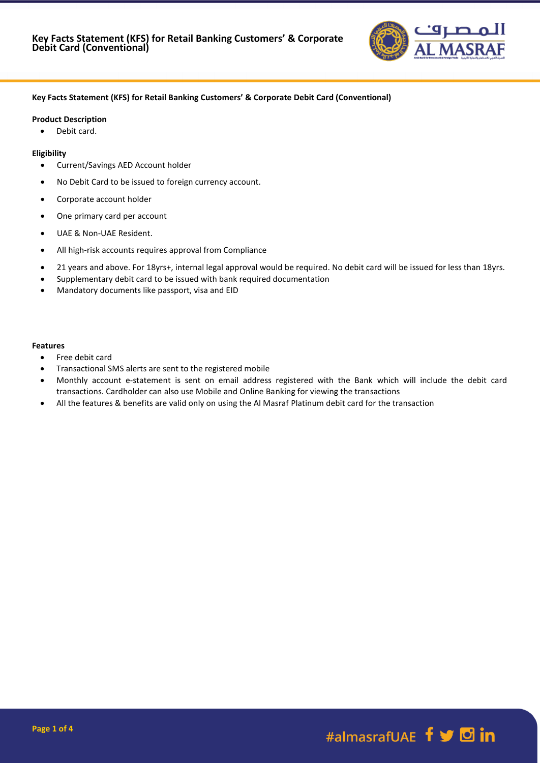# Key Facts Statement (KFS) for Retail Banking Customers' & Corporate Debit Card (Conventional)

**Product Description**

- Debit card.

**Eligibility**

- Current/Savings AED Account holder
- No Debit Card to be issued to foreign currency account.
- Corporate account holder
- One primary card per account
- UAE & Non-UAE Resident.
- All high-risk accounts requires approval from Compliance
- 21 years and above. For 18yrs+, internal legal approval would be required. No debit card will be issued for less than 18yrs.
- Supplementary debit card to be issued with bank required documentation
- Mandatory documents like passport, visa and EID

**Features**

- Free debit card
- Transactional SMS alerts are sent to the registered mobile
- Monthly account e-statement is sent on email address registered with the Bank which will include the debit card transactions. Cardholder can also use Mobile and Online Banking for viewing the transactions
- All the features & benefits are valid only on using the Al Masraf Platinum debit card for the transaction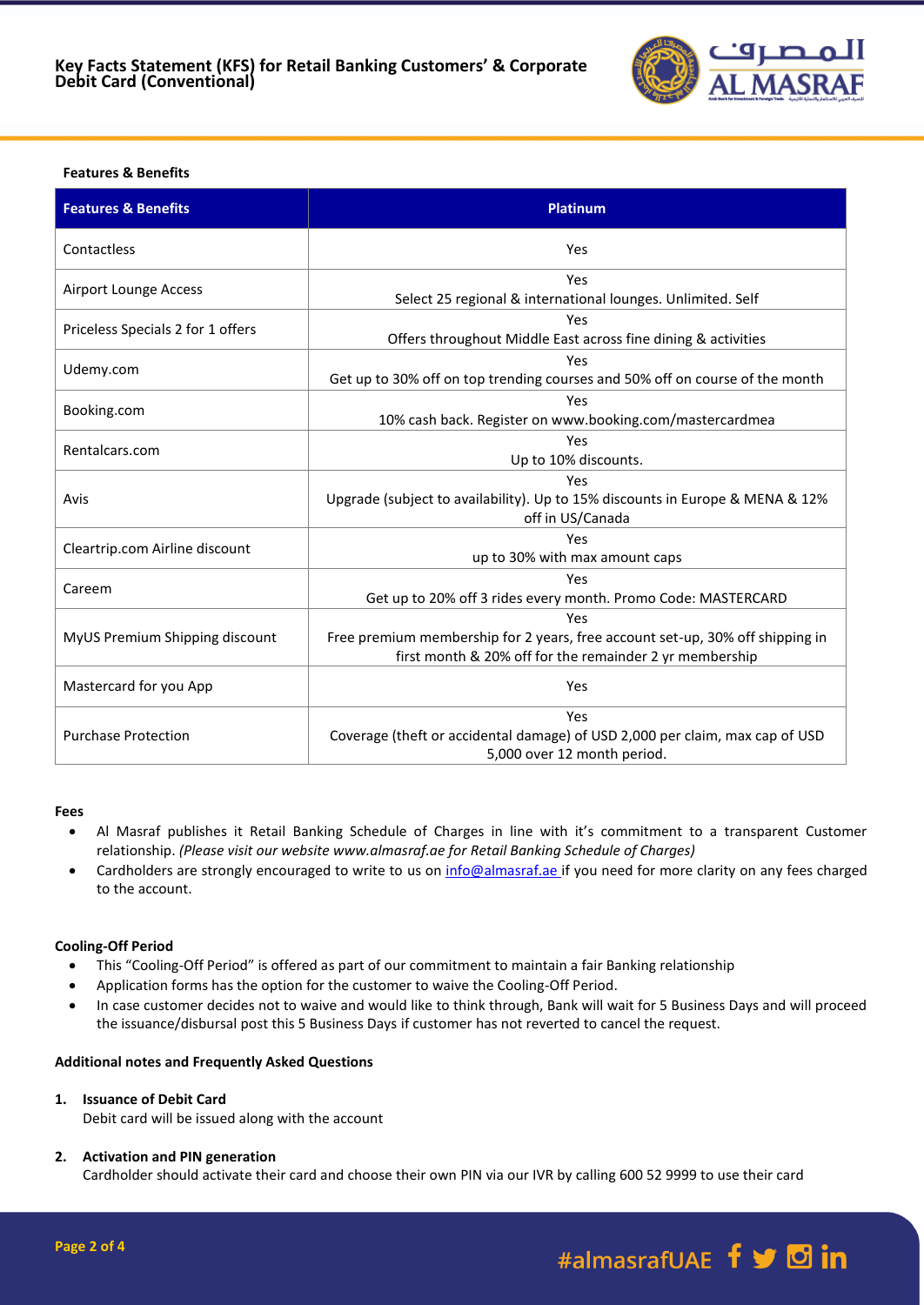### Features & Benefits

| Features & Benefits | Platinum |
|---|---|
| Contactless | Yes |
| Airport Lounge Access | Yes<br>Select 25 regional & international lounges. Unlimited. Self |
| Priceless Specials 2 for 1 offers | Yes<br>Offers throughout Middle East across fine dining & activities |
| Udemy.com | Yes<br>Get up to 30% off on top trending courses and 50% off on course of the month |
| Booking.com | Yes<br>10% cash back. Register on www.booking.com/mastercardmea |
| Rentalcars.com | Yes<br>Up to 10% discounts. |
| Avis | Yes<br>Upgrade (subject to availability). Up to 15% discounts in Europe & MENA & 12% off in US/Canada |
| Cleartrip.com Airline discount | Yes<br>up to 30% with max amount caps |
| Careem | Yes<br>Get up to 20% off 3 rides every month. Promo Code: MASTERCARD |
| MyUS Premium Shipping discount | Yes<br>Free premium membership for 2 years, free account set-up, 30% off shipping in first month & 20% off for the remainder 2 yr membership |
| Mastercard for you App | Yes |
| Purchase Protection | Yes<br>Coverage (theft or accidental damage) of USD 2,000 per claim, max cap of USD 5,000 over 12 month period. |

### Fees

- Al Masraf publishes it Retail Banking Schedule of Charges in line with it's commitment to a transparent Customer relationship. *(Please visit our website www.almasraf.ae for Retail Banking Schedule of Charges)*
- Cardholders are strongly encouraged to write to us on info@almasraf.ae if you need for more clarity on any fees charged to the account.

### Cooling-Off Period

- This "Cooling-Off Period" is offered as part of our commitment to maintain a fair Banking relationship
- Application forms has the option for the customer to waive the Cooling-Off Period.
- In case customer decides not to waive and would like to think through, Bank will wait for 5 Business Days and will proceed the issuance/disbursal post this 5 Business Days if customer has not reverted to cancel the request.

### Additional notes and Frequently Asked Questions

1. **Issuance of Debit Card**
   Debit card will be issued along with the account

2. **Activation and PIN generation**
   Cardholder should activate their card and choose their own PIN via our IVR by calling 600 52 9999 to use their card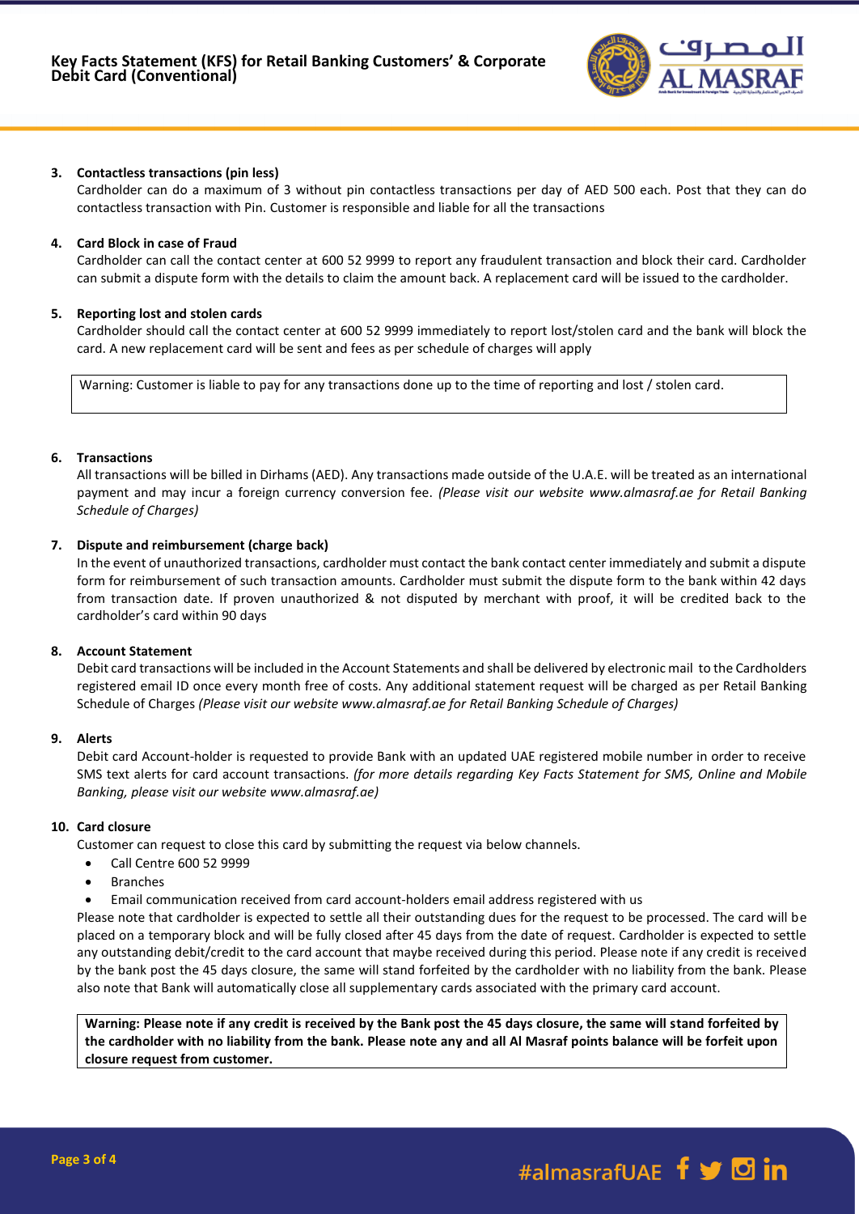**3. Contactless transactions (pin less)**

Cardholder can do a maximum of 3 without pin contactless transactions per day of AED 500 each. Post that they can do contactless transaction with Pin. Customer is responsible and liable for all the transactions

**4. Card Block in case of Fraud**

Cardholder can call the contact center at 600 52 9999 to report any fraudulent transaction and block their card. Cardholder can submit a dispute form with the details to claim the amount back. A replacement card will be issued to the cardholder.

**5. Reporting lost and stolen cards**

Cardholder should call the contact center at 600 52 9999 immediately to report lost/stolen card and the bank will block the card. A new replacement card will be sent and fees as per schedule of charges will apply

> Warning: Customer is liable to pay for any transactions done up to the time of reporting and lost / stolen card.

**6. Transactions**

All transactions will be billed in Dirhams (AED). Any transactions made outside of the U.A.E. will be treated as an international payment and may incur a foreign currency conversion fee. *(Please visit our website www.almasraf.ae for Retail Banking Schedule of Charges)*

**7. Dispute and reimbursement (charge back)**

In the event of unauthorized transactions, cardholder must contact the bank contact center immediately and submit a dispute form for reimbursement of such transaction amounts. Cardholder must submit the dispute form to the bank within 42 days from transaction date. If proven unauthorized & not disputed by merchant with proof, it will be credited back to the cardholder's card within 90 days

**8. Account Statement**

Debit card transactions will be included in the Account Statements and shall be delivered by electronic mail to the Cardholders registered email ID once every month free of costs. Any additional statement request will be charged as per Retail Banking Schedule of Charges *(Please visit our website www.almasraf.ae for Retail Banking Schedule of Charges)*

**9. Alerts**

Debit card Account-holder is requested to provide Bank with an updated UAE registered mobile number in order to receive SMS text alerts for card account transactions. *(for more details regarding Key Facts Statement for SMS, Online and Mobile Banking, please visit our website www.almasraf.ae)*

**10. Card closure**

Customer can request to close this card by submitting the request via below channels.

- Call Centre 600 52 9999
- Branches
- Email communication received from card account-holders email address registered with us

Please note that cardholder is expected to settle all their outstanding dues for the request to be processed. The card will be placed on a temporary block and will be fully closed after 45 days from the date of request. Cardholder is expected to settle any outstanding debit/credit to the card account that maybe received during this period. Please note if any credit is received by the bank post the 45 days closure, the same will stand forfeited by the cardholder with no liability from the bank. Please also note that Bank will automatically close all supplementary cards associated with the primary card account.

> **Warning: Please note if any credit is received by the Bank post the 45 days closure, the same will stand forfeited by the cardholder with no liability from the bank. Please note any and all Al Masraf points balance will be forfeit upon closure request from customer.**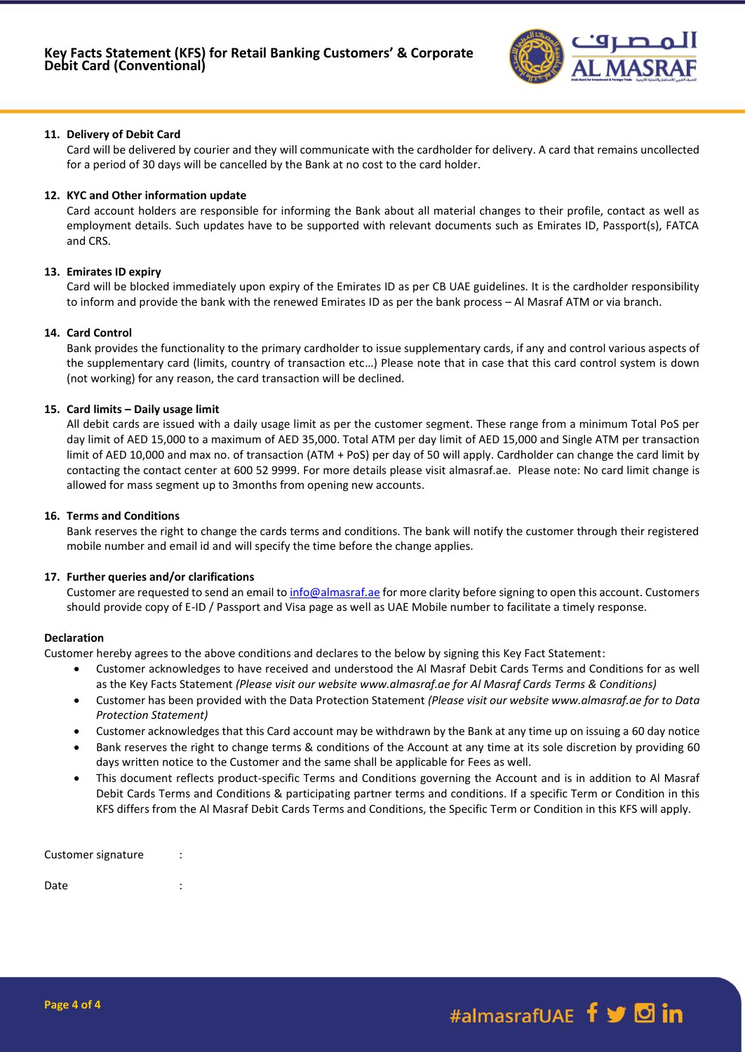**11. Delivery of Debit Card**

Card will be delivered by courier and they will communicate with the cardholder for delivery. A card that remains uncollected for a period of 30 days will be cancelled by the Bank at no cost to the card holder.

**12. KYC and Other information update**

Card account holders are responsible for informing the Bank about all material changes to their profile, contact as well as employment details. Such updates have to be supported with relevant documents such as Emirates ID, Passport(s), FATCA and CRS.

**13. Emirates ID expiry**

Card will be blocked immediately upon expiry of the Emirates ID as per CB UAE guidelines. It is the cardholder responsibility to inform and provide the bank with the renewed Emirates ID as per the bank process – Al Masraf ATM or via branch.

**14. Card Control**

Bank provides the functionality to the primary cardholder to issue supplementary cards, if any and control various aspects of the supplementary card (limits, country of transaction etc…) Please note that in case that this card control system is down (not working) for any reason, the card transaction will be declined.

**15. Card limits – Daily usage limit**

All debit cards are issued with a daily usage limit as per the customer segment. These range from a minimum Total PoS per day limit of AED 15,000 to a maximum of AED 35,000. Total ATM per day limit of AED 15,000 and Single ATM per transaction limit of AED 10,000 and max no. of transaction (ATM + PoS) per day of 50 will apply. Cardholder can change the card limit by contacting the contact center at 600 52 9999. For more details please visit almasraf.ae. Please note: No card limit change is allowed for mass segment up to 3months from opening new accounts.

**16. Terms and Conditions**

Bank reserves the right to change the cards terms and conditions. The bank will notify the customer through their registered mobile number and email id and will specify the time before the change applies.

**17. Further queries and/or clarifications**

Customer are requested to send an email to info@almasraf.ae for more clarity before signing to open this account. Customers should provide copy of E-ID / Passport and Visa page as well as UAE Mobile number to facilitate a timely response.

**Declaration**

Customer hereby agrees to the above conditions and declares to the below by signing this Key Fact Statement:

- Customer acknowledges to have received and understood the Al Masraf Debit Cards Terms and Conditions for as well as the Key Facts Statement *(Please visit our website www.almasraf.ae for Al Masraf Cards Terms & Conditions)*
- Customer has been provided with the Data Protection Statement *(Please visit our website www.almasraf.ae for to Data Protection Statement)*
- Customer acknowledges that this Card account may be withdrawn by the Bank at any time up on issuing a 60 day notice
- Bank reserves the right to change terms & conditions of the Account at any time at its sole discretion by providing 60 days written notice to the Customer and the same shall be applicable for Fees as well.
- This document reflects product-specific Terms and Conditions governing the Account and is in addition to Al Masraf Debit Cards Terms and Conditions & participating partner terms and conditions. If a specific Term or Condition in this KFS differs from the Al Masraf Debit Cards Terms and Conditions, the Specific Term or Condition in this KFS will apply.

Customer signature :

Date :